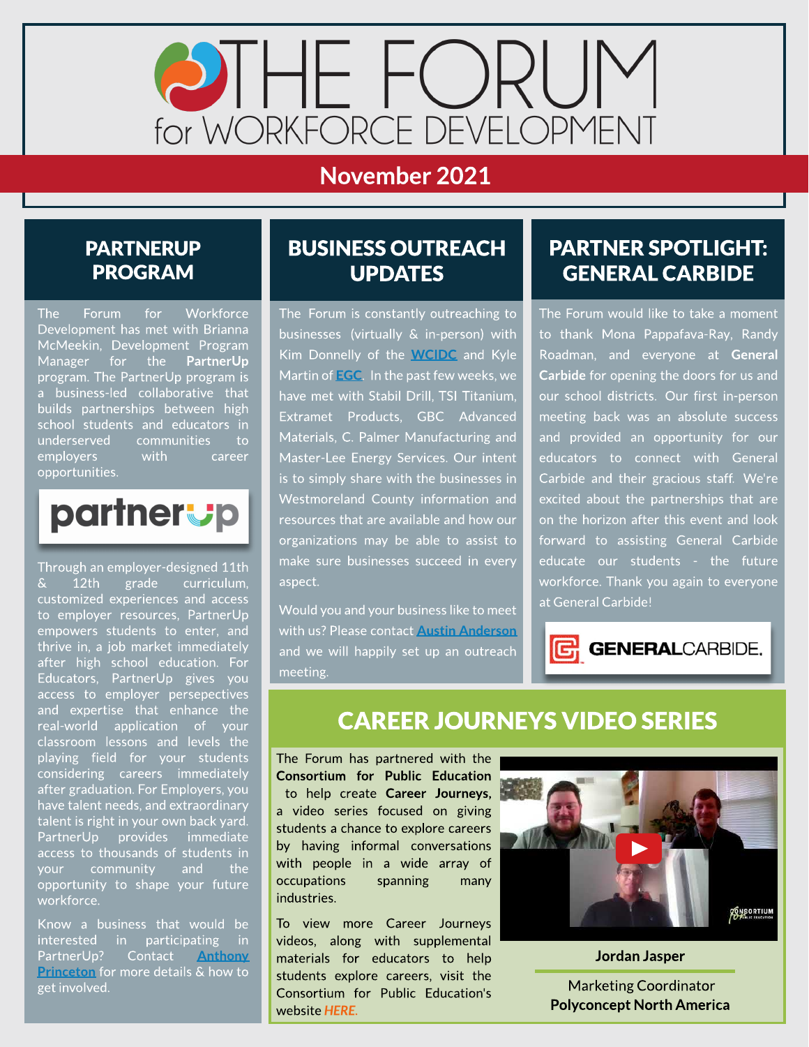# THE FORUM for WORKFORCE DEVELOPMENT

## November 2021

## PARTNERUP PROGRAM

The Forum for Workforce Development has met with Brianna McMeekin, Development Program Manager for the **PartnerUp** program. The PartnerUp program is a business-led collaborative that builds partnerships between high school students and educators in underserved communities to employers with career opportunities.

partnerup

Through an employer-designed 11th & 12th grade curriculum, customized experiences and access to employer resources, PartnerUp empowers students to enter, and thrive in, a job market immediately after high school education. For Educators, PartnerUp gives you access to employer persepectives and expertise that enhance the real-world application of your classroom lessons and levels the playing field for your students considering careers immediately after graduation. For Employers, you have talent needs, and extraordinary talent is right in your own back yard. PartnerUp provides immediate access to thousands of students in your community and the opportunity to shape your future workforce.

Know a business that would be interested in participating in PartnerUp? Contact Anthony Princeton for more details & how to get involved.

## BUSINESS OUTREACH UPDATES

The Forum is constantly outreaching to businesses (virtually & in-person) with Kim Donnelly of the **WCIDC** and Kyle Martin of **EGC**. In the past few weeks, we have met with Stabil Drill, TSI Titanium, Extramet Products, GBC Advanced Materials, C. Palmer Manufacturing and Master-Lee Energy Services. Our intent is to simply share with the businesses in Westmoreland County information and resources that are available and how our organizations may be able to assist to make sure businesses succeed in every aspect.

Would you and your business like to meet with us? Please contact **Austin Anderson** and we will happily set up an outreach meeting.

## PARTNER SPOTLIGHT: GENERAL CARBIDE

The Forum would like to take a moment to thank Mona Pappafava-Ray, Randy Roadman, and everyone at **General Carbide** for opening the doors for us and our school districts. Our first in-person meeting back was an absolute success and provided an opportunity for our educators to connect with General Carbide and their gracious staff. We're excited about the partnerships that are on the horizon after this event and look forward to assisting General Carbide educate our students - the future workforce. Thank you again to everyone at General Carbide!

GENERALCARBIDE.

## CAREER JOURNEYS VIDEO SERIES

The Forum has partnered with the **Consortium for Public Education** to help create **Career Journeys**, a video series focused on giving students a chance to explore careers by having informal conversations with people in a wide array of occupations spanning many industries.

To view more Career Journeys videos, along with supplemental materials for educators to help students explore careers, visit the Consortium for Public Education's website *HERE*.

**Jordan Jasper**

Marketing Coordinator
**Polyconcept North America**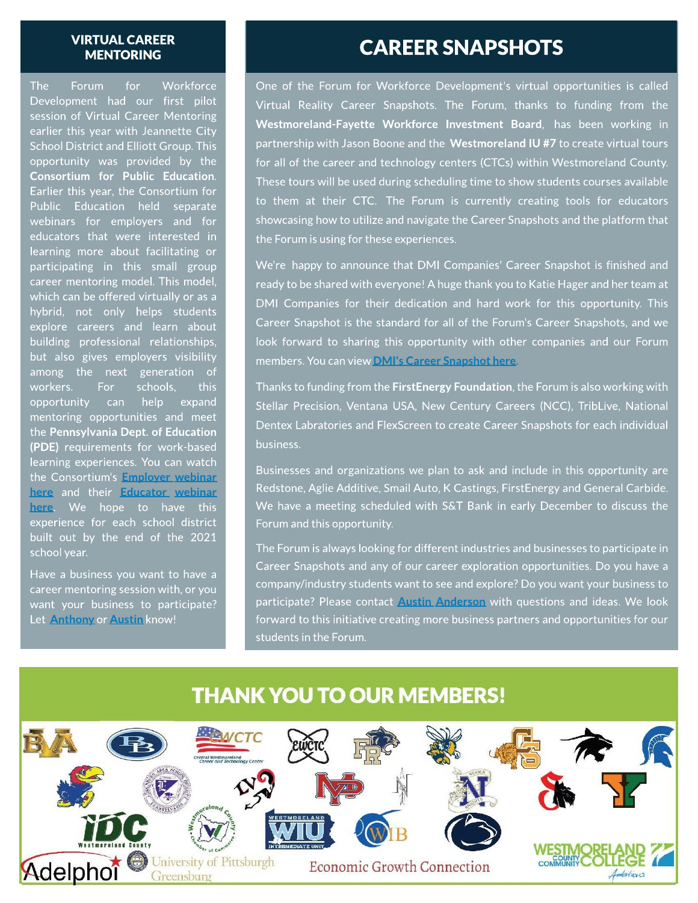## VIRTUAL CAREER MENTORING

The Forum for Workforce Development had our first pilot session of Virtual Career Mentoring earlier this year with Jeannette City School District and Elliott Group. This opportunity was provided by the **Consortium for Public Education**. Earlier this year, the Consortium for Public Education held separate webinars for employers and for educators that were interested in learning more about facilitating or participating in this small group career mentoring model. This model, which can be offered virtually or as a hybrid, not only helps students explore careers and learn about building professional relationships, but also gives employers visibility among the next generation of workers. For schools, this opportunity can help expand mentoring opportunities and meet the **Pennsylvania Dept. of Education (PDE)** requirements for work-based learning experiences. You can watch the Consortium's Employer webinar here and their Educator webinar here. We hope to have this experience for each school district built out by the end of the 2021 school year.

Have a business you want to have a career mentoring session with, or you want your business to participate? Let Anthony or Austin know!

## CAREER SNAPSHOTS

One of the Forum for Workforce Development's virtual opportunities is called Virtual Reality Career Snapshots. The Forum, thanks to funding from the **Westmoreland-Fayette Workforce Investment Board**, has been working in partnership with Jason Boone and the **Westmoreland IU #7** to create virtual tours for all of the career and technology centers (CTCs) within Westmoreland County. These tours will be used during scheduling time to show students courses available to them at their CTC. The Forum is currently creating tools for educators showcasing how to utilize and navigate the Career Snapshots and the platform that the Forum is using for these experiences.

We're happy to announce that DMI Companies' Career Snapshot is finished and ready to be shared with everyone! A huge thank you to Katie Hager and her team at DMI Companies for their dedication and hard work for this opportunity. This Career Snapshot is the standard for all of the Forum's Career Snapshots, and we look forward to sharing this opportunity with other companies and our Forum members. You can view **DMI's Career Snapshot here**.

Thanks to funding from the **FirstEnergy Foundation**, the Forum is also working with Stellar Precision, Ventana USA, New Century Careers (NCC), TribLive, National Dentex Labratories and FlexScreen to create Career Snapshots for each individual business.

Businesses and organizations we plan to ask and include in this opportunity are Redstone, Aglie Additive, Smail Auto, K Castings, FirstEnergy and General Carbide. We have a meeting scheduled with S&T Bank in early December to discuss the Forum and this opportunity.

The Forum is always looking for different industries and businesses to participate in Career Snapshots and any of our career exploration opportunities. Do you have a company/industry students want to see and explore? Do you want your business to participate? Please contact Austin Anderson with questions and ideas. We look forward to this initiative creating more business partners and opportunities for our students in the Forum.

## THANK YOU TO OUR MEMBERS!